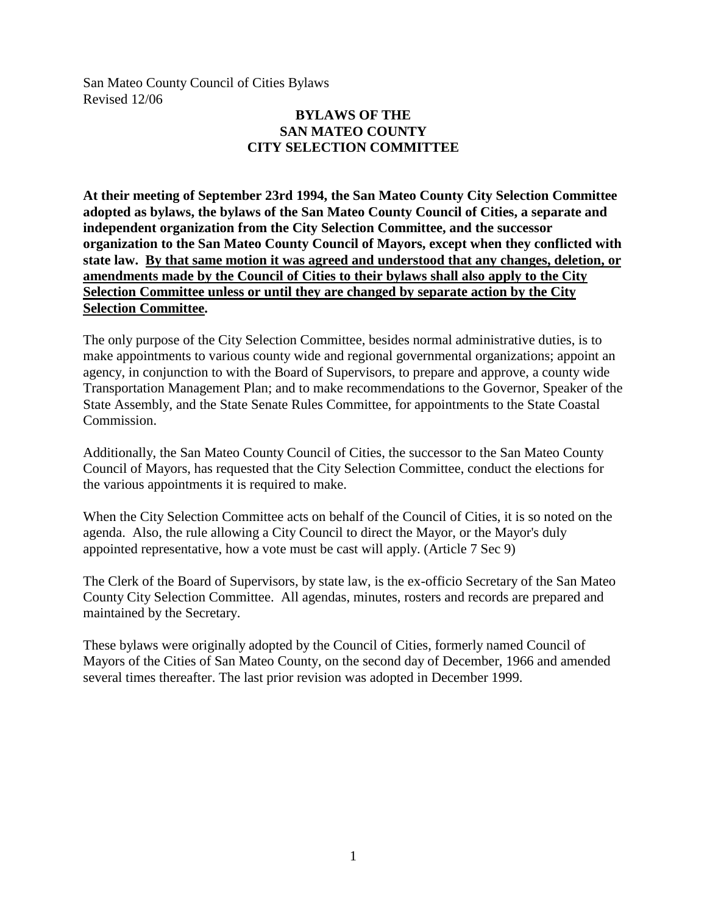San Mateo County Council of Cities Bylaws
Revised 12/06

# BYLAWS OF THE SAN MATEO COUNTY CITY SELECTION COMMITTEE

**At their meeting of September 23rd 1994, the San Mateo County City Selection Committee adopted as bylaws, the bylaws of the San Mateo County Council of Cities, a separate and independent organization from the City Selection Committee, and the successor organization to the San Mateo County Council of Mayors, except when they conflicted with state law. <u>By that same motion it was agreed and understood that any changes, deletion, or amendments made by the Council of Cities to their bylaws shall also apply to the City Selection Committee unless or until they are changed by separate action by the City Selection Committee</u>.**

The only purpose of the City Selection Committee, besides normal administrative duties, is to make appointments to various county wide and regional governmental organizations; appoint an agency, in conjunction to with the Board of Supervisors, to prepare and approve, a county wide Transportation Management Plan; and to make recommendations to the Governor, Speaker of the State Assembly, and the State Senate Rules Committee, for appointments to the State Coastal Commission.

Additionally, the San Mateo County Council of Cities, the successor to the San Mateo County Council of Mayors, has requested that the City Selection Committee, conduct the elections for the various appointments it is required to make.

When the City Selection Committee acts on behalf of the Council of Cities, it is so noted on the agenda. Also, the rule allowing a City Council to direct the Mayor, or the Mayor's duly appointed representative, how a vote must be cast will apply. (Article 7 Sec 9)

The Clerk of the Board of Supervisors, by state law, is the ex-officio Secretary of the San Mateo County City Selection Committee. All agendas, minutes, rosters and records are prepared and maintained by the Secretary.

These bylaws were originally adopted by the Council of Cities, formerly named Council of Mayors of the Cities of San Mateo County, on the second day of December, 1966 and amended several times thereafter. The last prior revision was adopted in December 1999.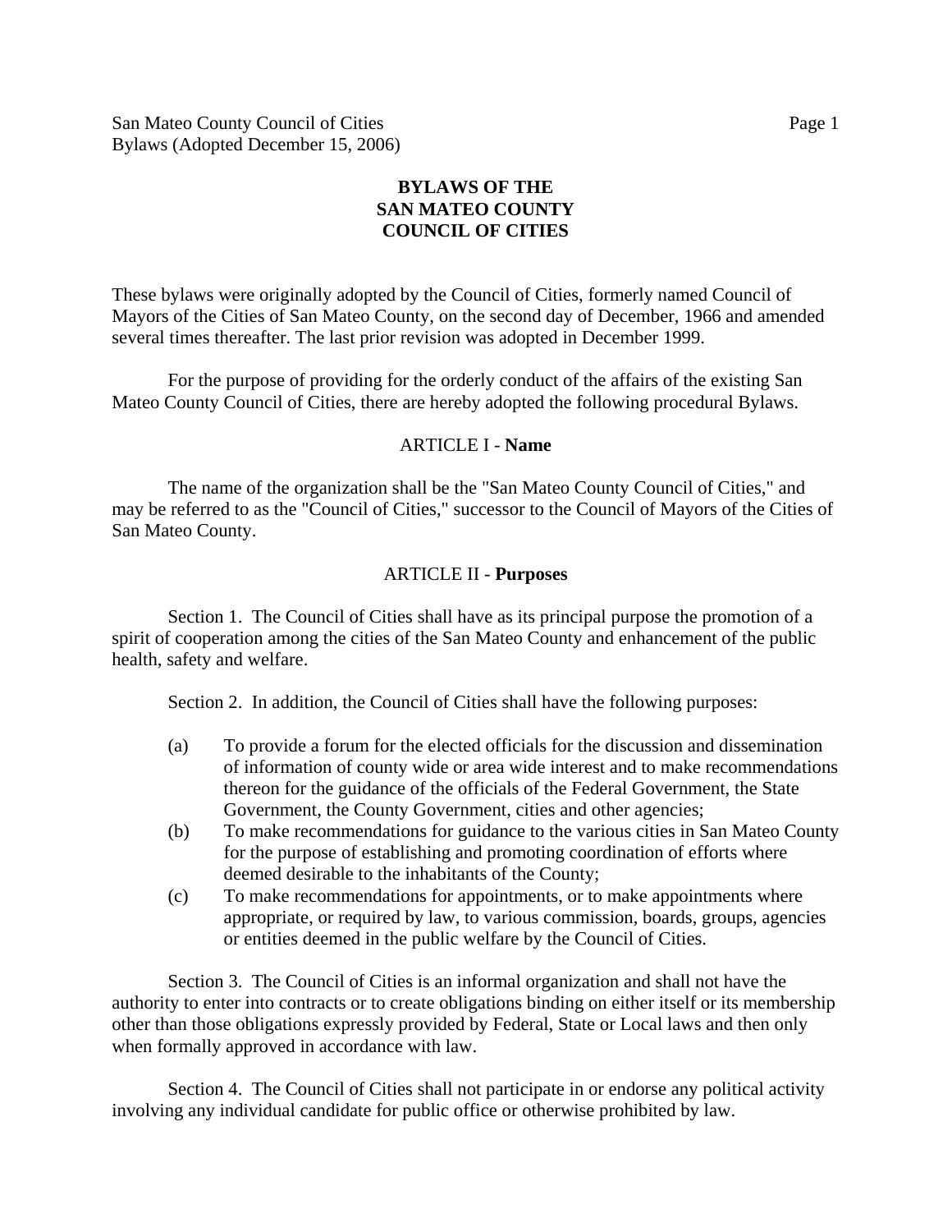# BYLAWS OF THE SAN MATEO COUNTY COUNCIL OF CITIES

These bylaws were originally adopted by the Council of Cities, formerly named Council of Mayors of the Cities of San Mateo County, on the second day of December, 1966 and amended several times thereafter. The last prior revision was adopted in December 1999.

For the purpose of providing for the orderly conduct of the affairs of the existing San Mateo County Council of Cities, there are hereby adopted the following procedural Bylaws.

## ARTICLE I - **Name**

The name of the organization shall be the "San Mateo County Council of Cities," and may be referred to as the "Council of Cities," successor to the Council of Mayors of the Cities of San Mateo County.

## ARTICLE II - **Purposes**

Section 1. The Council of Cities shall have as its principal purpose the promotion of a spirit of cooperation among the cities of the San Mateo County and enhancement of the public health, safety and welfare.

Section 2. In addition, the Council of Cities shall have the following purposes:

(a) To provide a forum for the elected officials for the discussion and dissemination of information of county wide or area wide interest and to make recommendations thereon for the guidance of the officials of the Federal Government, the State Government, the County Government, cities and other agencies;

(b) To make recommendations for guidance to the various cities in San Mateo County for the purpose of establishing and promoting coordination of efforts where deemed desirable to the inhabitants of the County;

(c) To make recommendations for appointments, or to make appointments where appropriate, or required by law, to various commission, boards, groups, agencies or entities deemed in the public welfare by the Council of Cities.

Section 3. The Council of Cities is an informal organization and shall not have the authority to enter into contracts or to create obligations binding on either itself or its membership other than those obligations expressly provided by Federal, State or Local laws and then only when formally approved in accordance with law.

Section 4. The Council of Cities shall not participate in or endorse any political activity involving any individual candidate for public office or otherwise prohibited by law.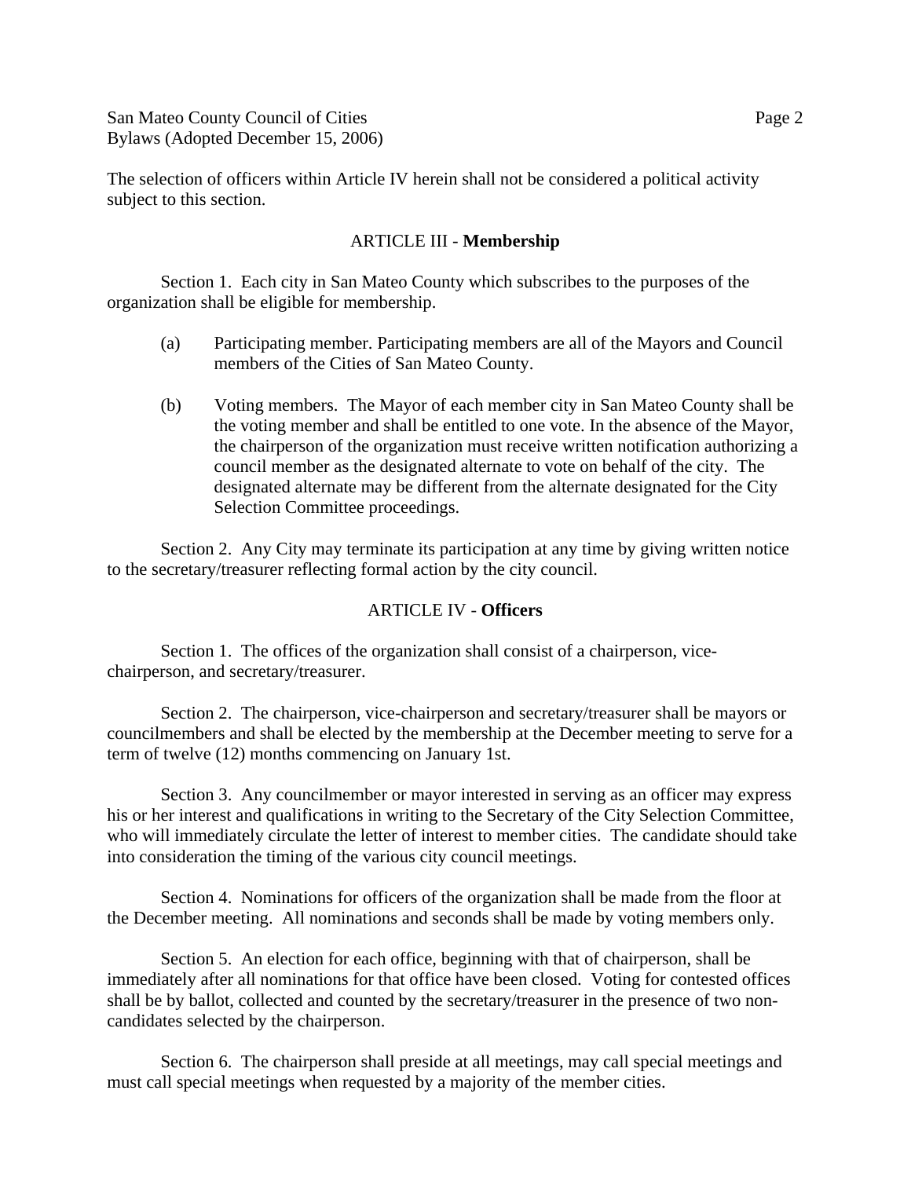The selection of officers within Article IV herein shall not be considered a political activity subject to this section.

## ARTICLE III - **Membership**

Section 1. Each city in San Mateo County which subscribes to the purposes of the organization shall be eligible for membership.

(a) Participating member. Participating members are all of the Mayors and Council members of the Cities of San Mateo County.

(b) Voting members. The Mayor of each member city in San Mateo County shall be the voting member and shall be entitled to one vote. In the absence of the Mayor, the chairperson of the organization must receive written notification authorizing a council member as the designated alternate to vote on behalf of the city. The designated alternate may be different from the alternate designated for the City Selection Committee proceedings.

Section 2. Any City may terminate its participation at any time by giving written notice to the secretary/treasurer reflecting formal action by the city council.

## ARTICLE IV - **Officers**

Section 1. The offices of the organization shall consist of a chairperson, vice-chairperson, and secretary/treasurer.

Section 2. The chairperson, vice-chairperson and secretary/treasurer shall be mayors or councilmembers and shall be elected by the membership at the December meeting to serve for a term of twelve (12) months commencing on January 1st.

Section 3. Any councilmember or mayor interested in serving as an officer may express his or her interest and qualifications in writing to the Secretary of the City Selection Committee, who will immediately circulate the letter of interest to member cities. The candidate should take into consideration the timing of the various city council meetings.

Section 4. Nominations for officers of the organization shall be made from the floor at the December meeting. All nominations and seconds shall be made by voting members only.

Section 5. An election for each office, beginning with that of chairperson, shall be immediately after all nominations for that office have been closed. Voting for contested offices shall be by ballot, collected and counted by the secretary/treasurer in the presence of two non-candidates selected by the chairperson.

Section 6. The chairperson shall preside at all meetings, may call special meetings and must call special meetings when requested by a majority of the member cities.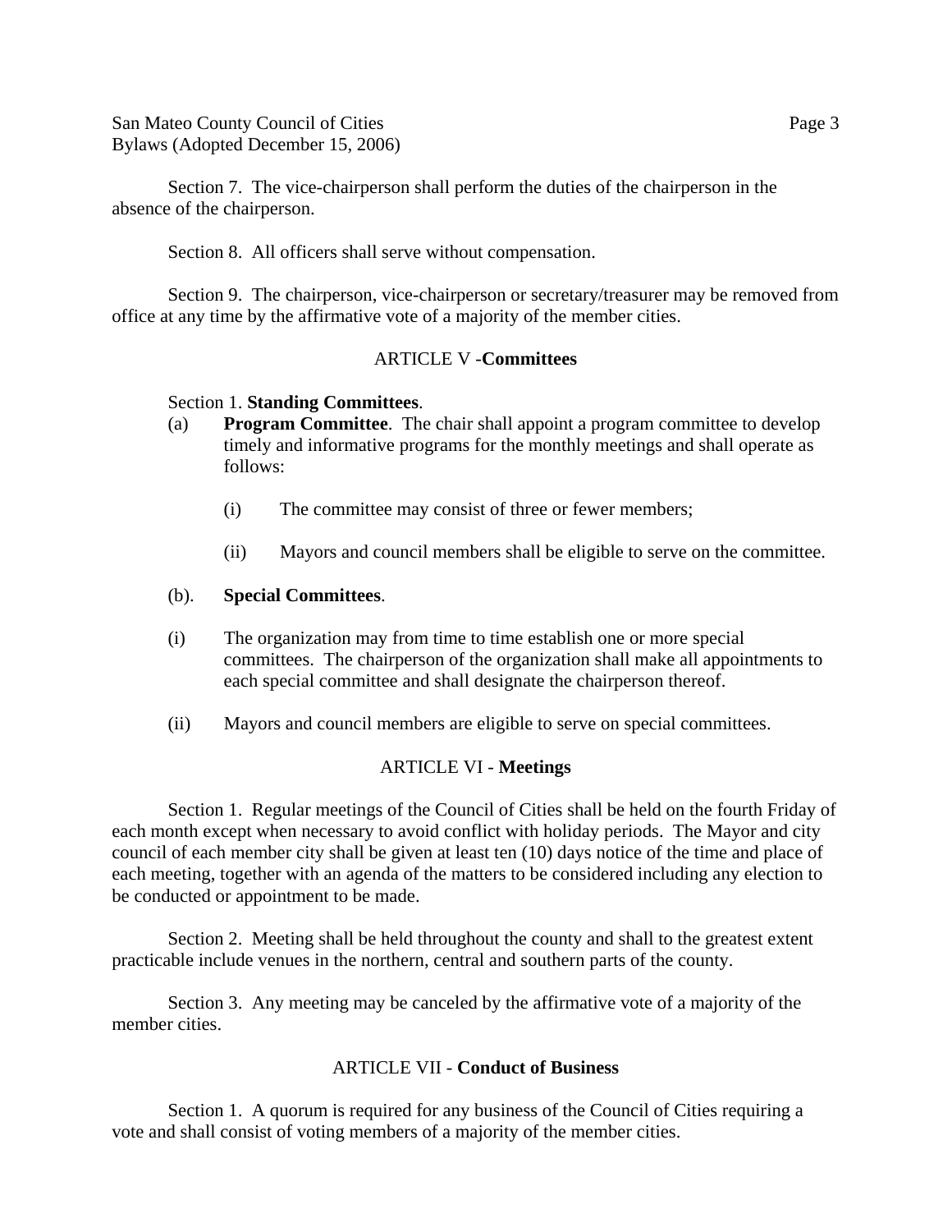Section 7. The vice-chairperson shall perform the duties of the chairperson in the absence of the chairperson.

Section 8. All officers shall serve without compensation.

Section 9. The chairperson, vice-chairperson or secretary/treasurer may be removed from office at any time by the affirmative vote of a majority of the member cities.

## ARTICLE V -**Committees**

Section 1. **Standing Committees**.

(a) **Program Committee**. The chair shall appoint a program committee to develop timely and informative programs for the monthly meetings and shall operate as follows:

(i) The committee may consist of three or fewer members;

(ii) Mayors and council members shall be eligible to serve on the committee.

(b). **Special Committees**.

(i) The organization may from time to time establish one or more special committees. The chairperson of the organization shall make all appointments to each special committee and shall designate the chairperson thereof.

(ii) Mayors and council members are eligible to serve on special committees.

## ARTICLE VI - **Meetings**

Section 1. Regular meetings of the Council of Cities shall be held on the fourth Friday of each month except when necessary to avoid conflict with holiday periods. The Mayor and city council of each member city shall be given at least ten (10) days notice of the time and place of each meeting, together with an agenda of the matters to be considered including any election to be conducted or appointment to be made.

Section 2. Meeting shall be held throughout the county and shall to the greatest extent practicable include venues in the northern, central and southern parts of the county.

Section 3. Any meeting may be canceled by the affirmative vote of a majority of the member cities.

## ARTICLE VII - **Conduct of Business**

Section 1. A quorum is required for any business of the Council of Cities requiring a vote and shall consist of voting members of a majority of the member cities.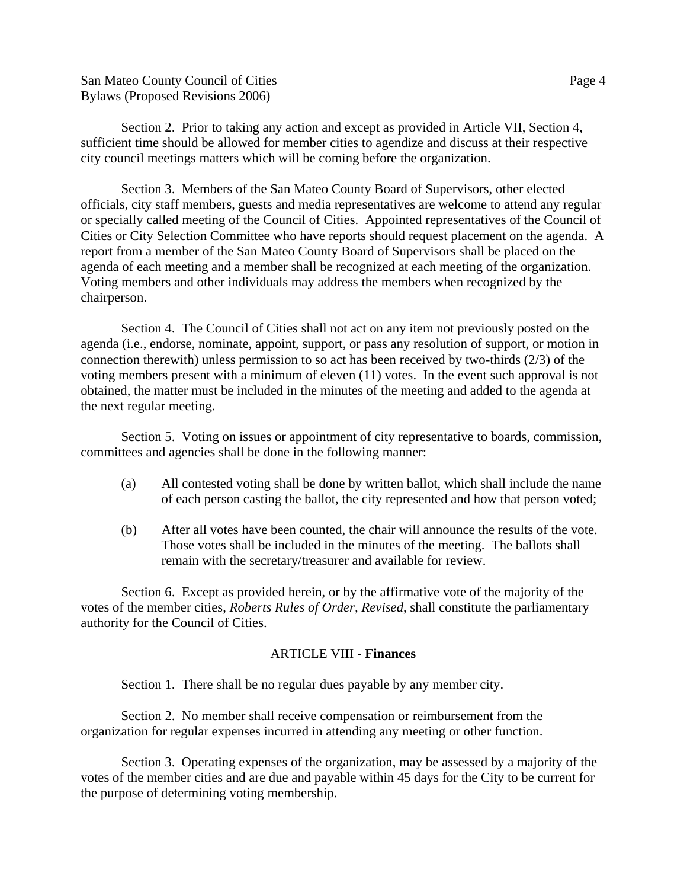Section 2. Prior to taking any action and except as provided in Article VII, Section 4, sufficient time should be allowed for member cities to agendize and discuss at their respective city council meetings matters which will be coming before the organization.

Section 3. Members of the San Mateo County Board of Supervisors, other elected officials, city staff members, guests and media representatives are welcome to attend any regular or specially called meeting of the Council of Cities. Appointed representatives of the Council of Cities or City Selection Committee who have reports should request placement on the agenda. A report from a member of the San Mateo County Board of Supervisors shall be placed on the agenda of each meeting and a member shall be recognized at each meeting of the organization. Voting members and other individuals may address the members when recognized by the chairperson.

Section 4. The Council of Cities shall not act on any item not previously posted on the agenda (i.e., endorse, nominate, appoint, support, or pass any resolution of support, or motion in connection therewith) unless permission to so act has been received by two-thirds (2/3) of the voting members present with a minimum of eleven (11) votes. In the event such approval is not obtained, the matter must be included in the minutes of the meeting and added to the agenda at the next regular meeting.

Section 5. Voting on issues or appointment of city representative to boards, commission, committees and agencies shall be done in the following manner:

(a) All contested voting shall be done by written ballot, which shall include the name of each person casting the ballot, the city represented and how that person voted;

(b) After all votes have been counted, the chair will announce the results of the vote. Those votes shall be included in the minutes of the meeting. The ballots shall remain with the secretary/treasurer and available for review.

Section 6. Except as provided herein, or by the affirmative vote of the majority of the votes of the member cities, *Roberts Rules of Order, Revised*, shall constitute the parliamentary authority for the Council of Cities.

## ARTICLE VIII - **Finances**

Section 1. There shall be no regular dues payable by any member city.

Section 2. No member shall receive compensation or reimbursement from the organization for regular expenses incurred in attending any meeting or other function.

Section 3. Operating expenses of the organization, may be assessed by a majority of the votes of the member cities and are due and payable within 45 days for the City to be current for the purpose of determining voting membership.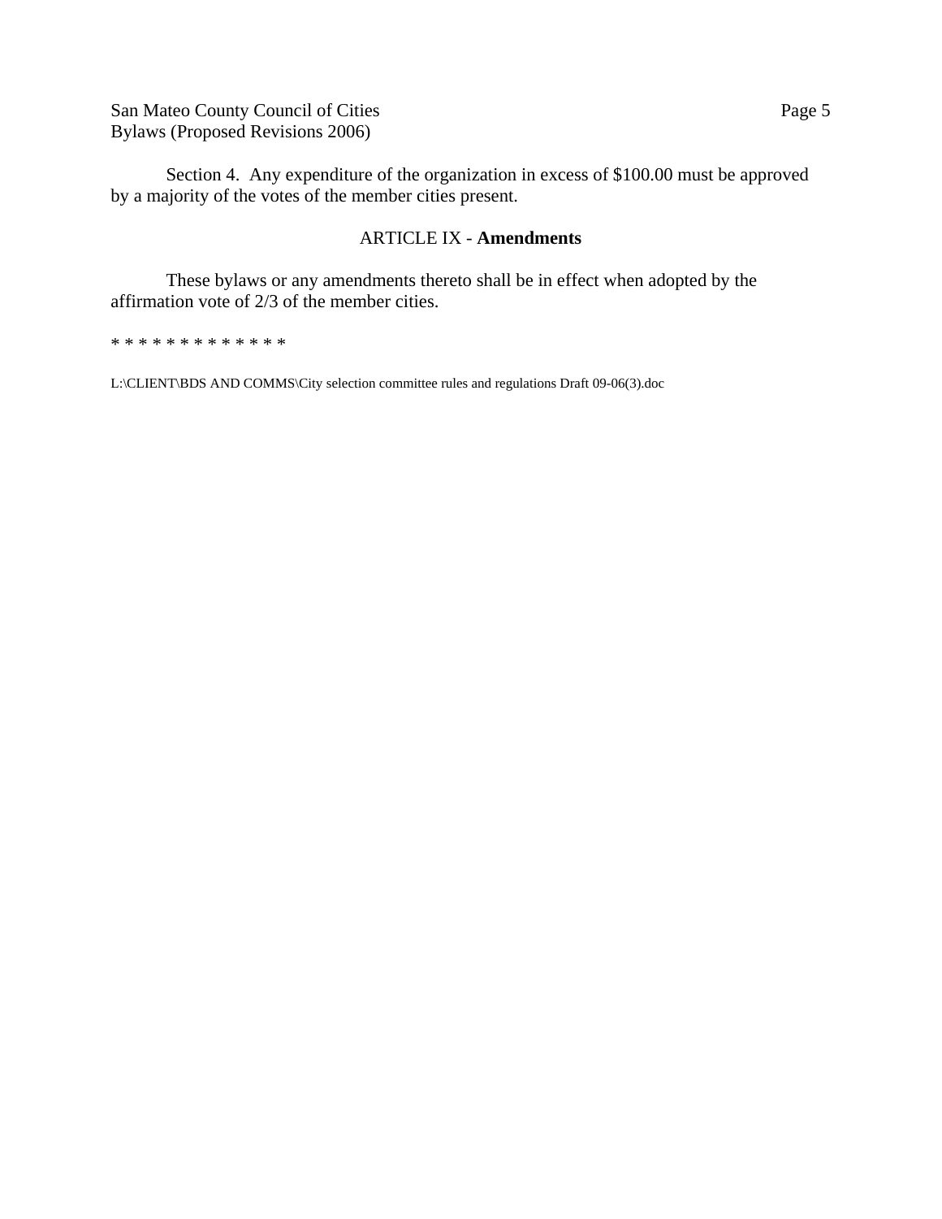Section 4.  Any expenditure of the organization in excess of $100.00 must be approved by a majority of the votes of the member cities present.

## ARTICLE IX - **Amendments**

These bylaws or any amendments thereto shall be in effect when adopted by the affirmation vote of 2/3 of the member cities.

* * * * * * * * * * * * *

L:\CLIENT\BDS AND COMMS\City selection committee rules and regulations Draft 09-06(3).doc